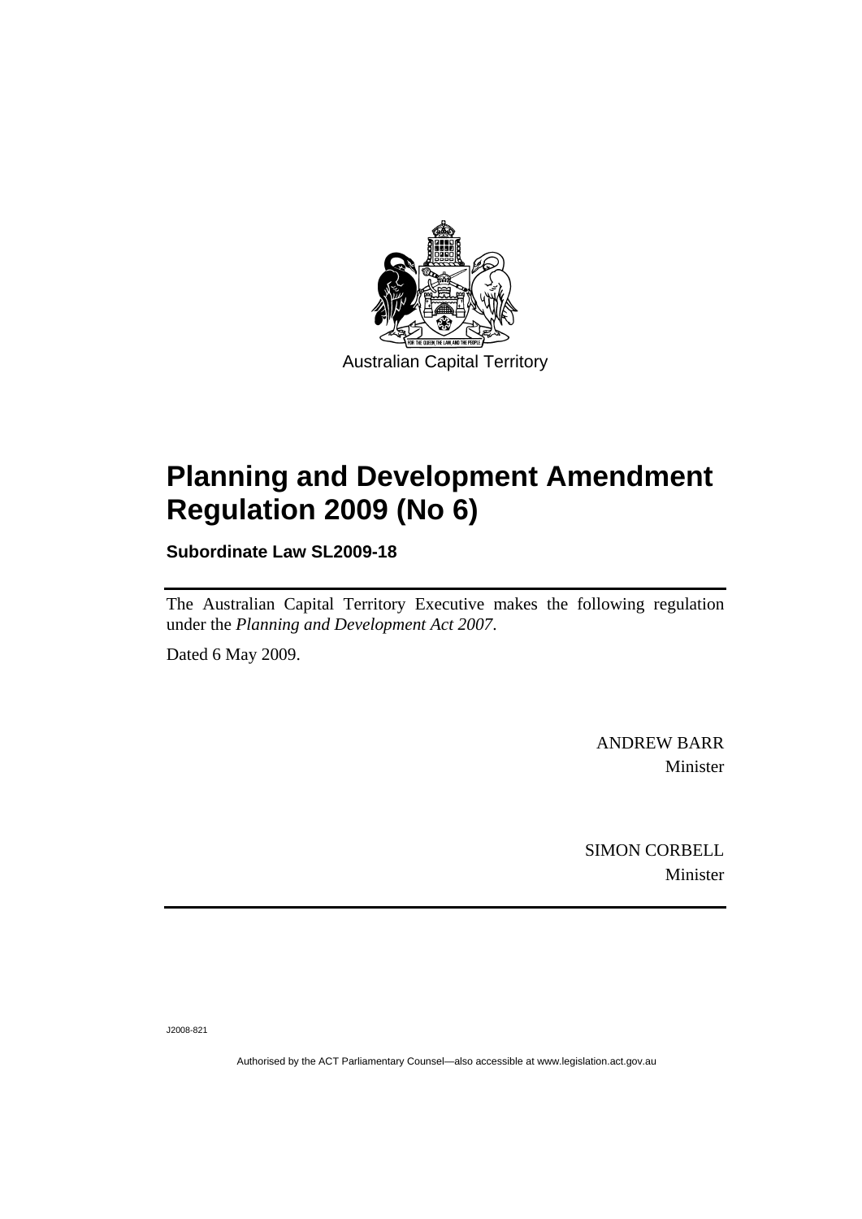Australian Capital Territory

# Planning and Development Amendment Regulation 2009 (No 6)

**Subordinate Law SL2009-18**

The Australian Capital Territory Executive makes the following regulation under the *Planning and Development Act 2007*.

Dated 6 May 2009.

ANDREW BARR
Minister

SIMON CORBELL
Minister

J2008-821

Authorised by the ACT Parliamentary Counsel—also accessible at www.legislation.act.gov.au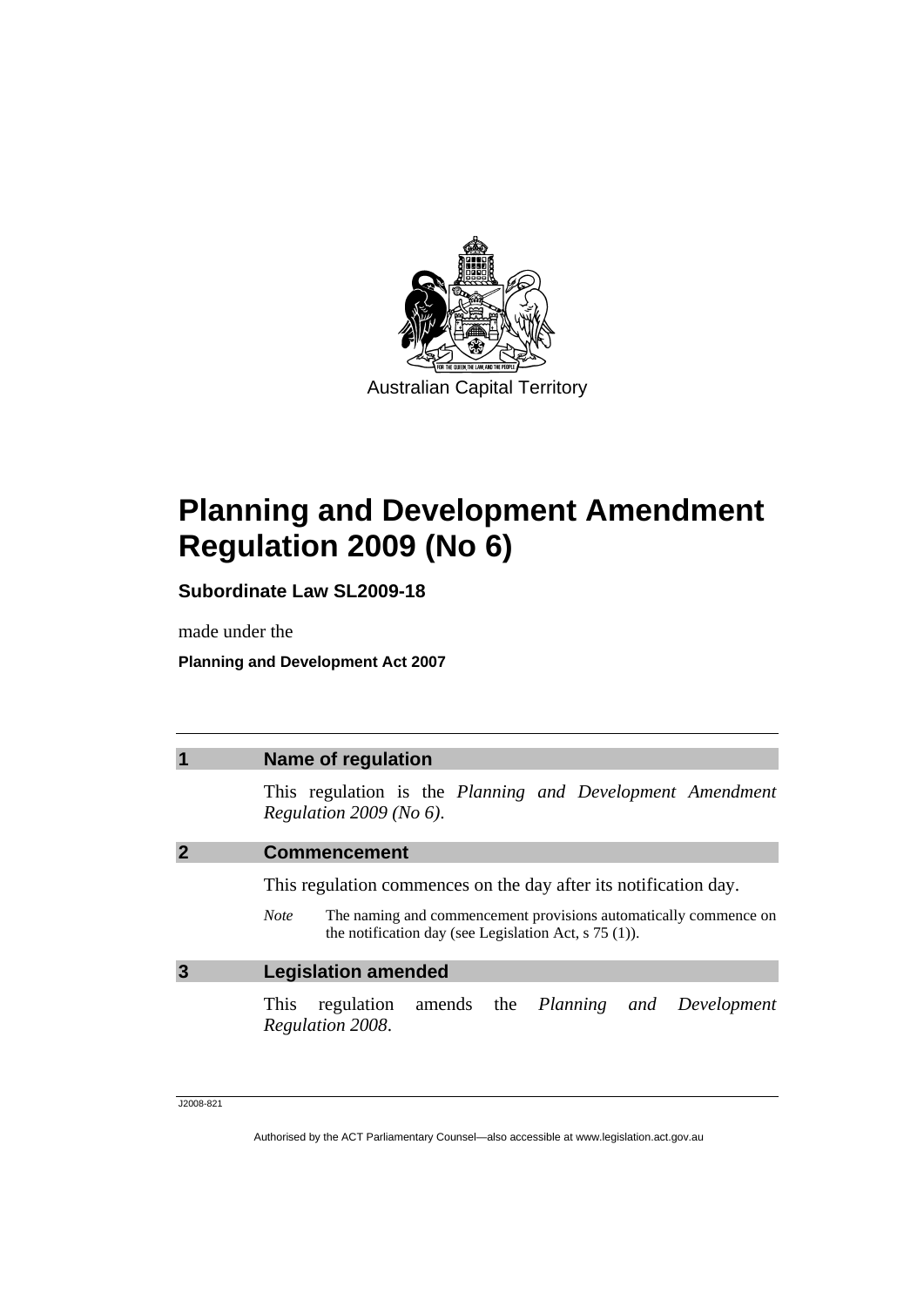Australian Capital Territory

# Planning and Development Amendment Regulation 2009 (No 6)

**Subordinate Law SL2009-18**

made under the

**Planning and Development Act 2007**

## 1 Name of regulation

This regulation is the *Planning and Development Amendment Regulation 2009 (No 6)*.

## 2 Commencement

This regulation commences on the day after its notification day.

*Note* The naming and commencement provisions automatically commence on the notification day (see Legislation Act, s 75 (1)).

## 3 Legislation amended

This regulation amends the *Planning and Development Regulation 2008*.

J2008-821

Authorised by the ACT Parliamentary Counsel—also accessible at www.legislation.act.gov.au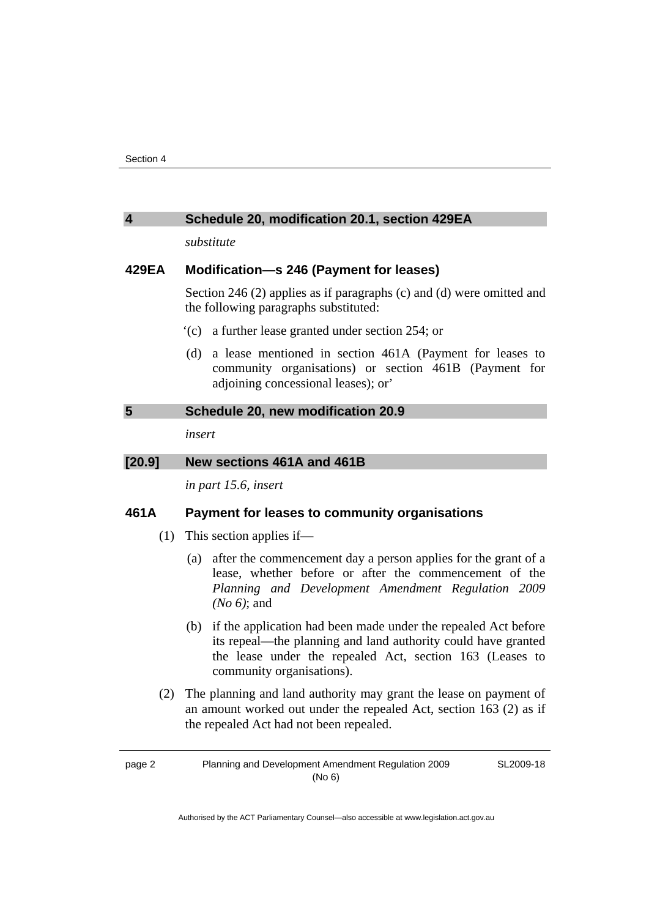## 4 Schedule 20, modification 20.1, section 429EA

*substitute*

### 429EA Modification—s 246 (Payment for leases)

Section 246 (2) applies as if paragraphs (c) and (d) were omitted and the following paragraphs substituted:

‘(c) a further lease granted under section 254; or

(d) a lease mentioned in section 461A (Payment for leases to community organisations) or section 461B (Payment for adjoining concessional leases); or’

## 5 Schedule 20, new modification 20.9

*insert*

## [20.9] New sections 461A and 461B

*in part 15.6, insert*

### 461A Payment for leases to community organisations

(1) This section applies if—

(a) after the commencement day a person applies for the grant of a lease, whether before or after the commencement of the *Planning and Development Amendment Regulation 2009 (No 6)*; and

(b) if the application had been made under the repealed Act before its repeal—the planning and land authority could have granted the lease under the repealed Act, section 163 (Leases to community organisations).

(2) The planning and land authority may grant the lease on payment of an amount worked out under the repealed Act, section 163 (2) as if the repealed Act had not been repealed.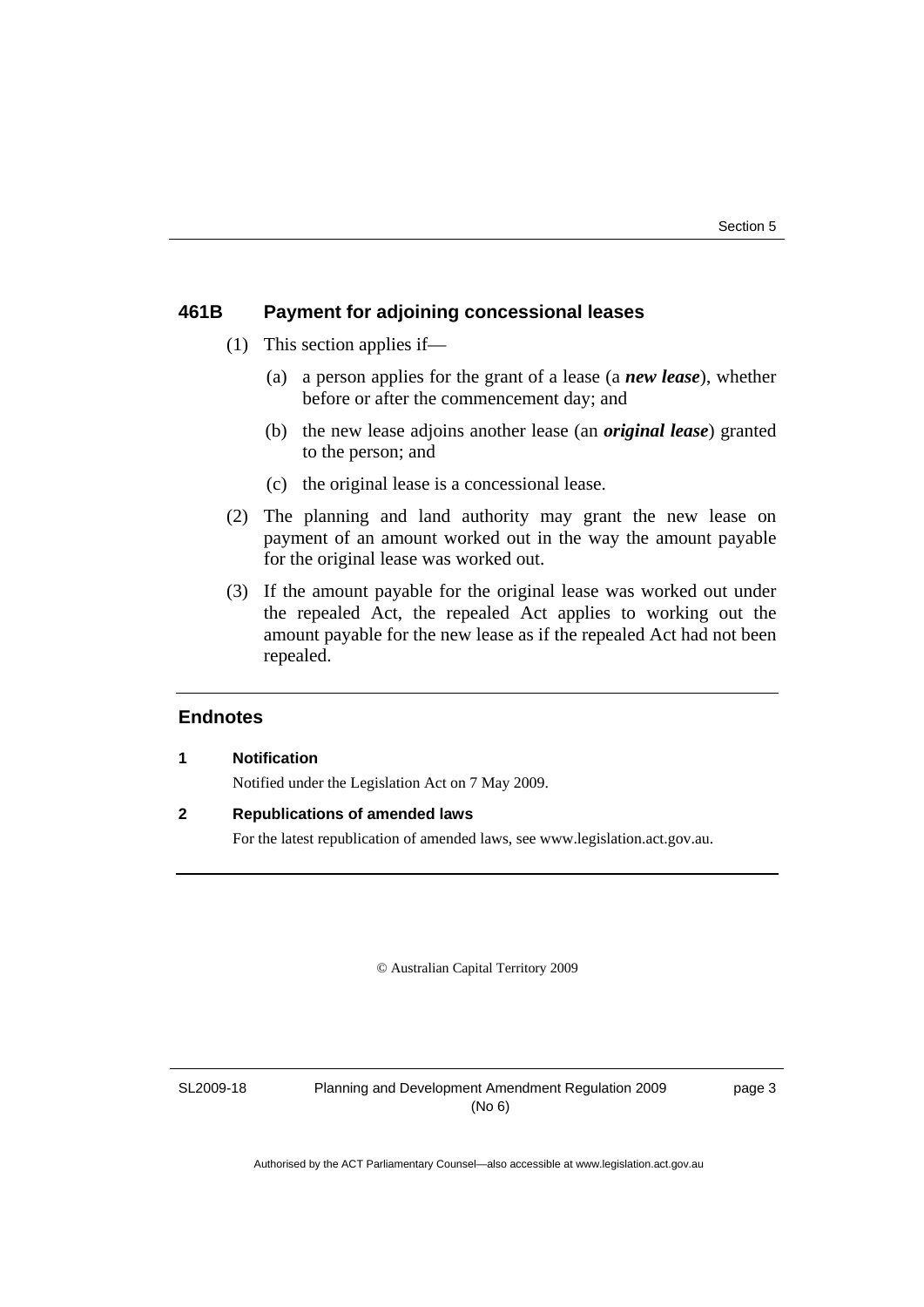### 461B Payment for adjoining concessional leases

(1) This section applies if—

(a) a person applies for the grant of a lease (a ***new lease***), whether before or after the commencement day; and

(b) the new lease adjoins another lease (an ***original lease***) granted to the person; and

(c) the original lease is a concessional lease.

(2) The planning and land authority may grant the new lease on payment of an amount worked out in the way the amount payable for the original lease was worked out.

(3) If the amount payable for the original lease was worked out under the repealed Act, the repealed Act applies to working out the amount payable for the new lease as if the repealed Act had not been repealed.

## Endnotes

**1 Notification**

Notified under the Legislation Act on 7 May 2009.

**2 Republications of amended laws**

For the latest republication of amended laws, see www.legislation.act.gov.au.

© Australian Capital Territory 2009